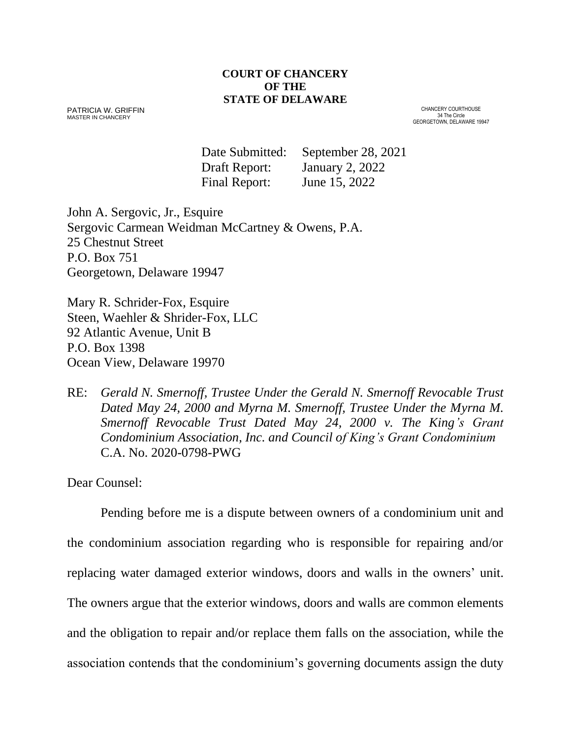**COURT OF CHANCERY**
**OF THE**
**STATE OF DELAWARE**

PATRICIA W. GRIFFIN
MASTER IN CHANCERY

CHANCERY COURTHOUSE
34 The Circle
GEORGETOWN, DELAWARE 19947

Date Submitted: September 28, 2021
Draft Report: January 2, 2022
Final Report: June 15, 2022

John A. Sergovic, Jr., Esquire
Sergovic Carmean Weidman McCartney & Owens, P.A.
25 Chestnut Street
P.O. Box 751
Georgetown, Delaware 19947

Mary R. Schrider-Fox, Esquire
Steen, Waehler & Shrider-Fox, LLC
92 Atlantic Avenue, Unit B
P.O. Box 1398
Ocean View, Delaware 19970

RE: *Gerald N. Smernoff, Trustee Under the Gerald N. Smernoff Revocable Trust Dated May 24, 2000 and Myrna M. Smernoff, Trustee Under the Myrna M. Smernoff Revocable Trust Dated May 24, 2000 v. The King's Grant Condominium Association, Inc. and Council of King's Grant Condominium*
C.A. No. 2020-0798-PWG

Dear Counsel:

Pending before me is a dispute between owners of a condominium unit and the condominium association regarding who is responsible for repairing and/or replacing water damaged exterior windows, doors and walls in the owners' unit. The owners argue that the exterior windows, doors and walls are common elements and the obligation to repair and/or replace them falls on the association, while the association contends that the condominium's governing documents assign the duty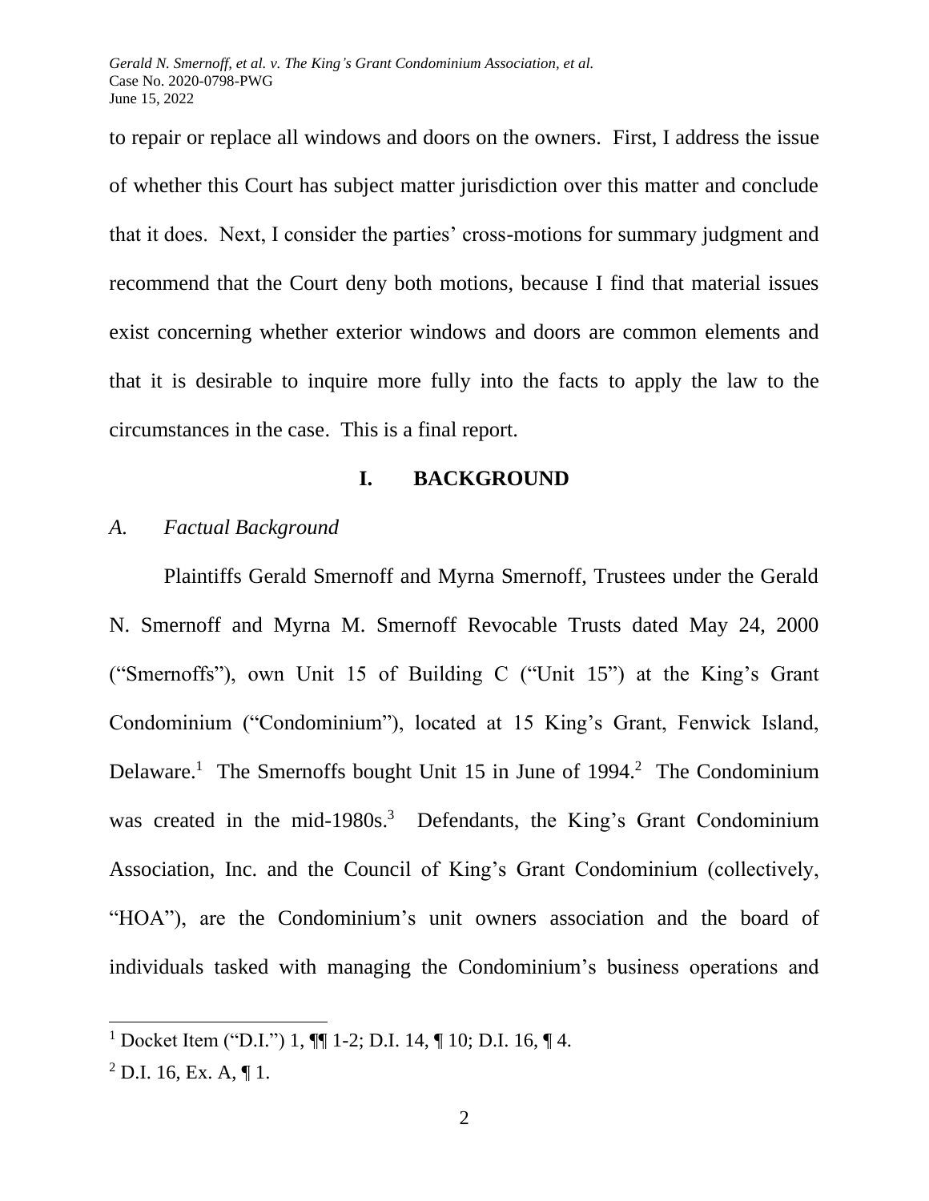to repair or replace all windows and doors on the owners. First, I address the issue of whether this Court has subject matter jurisdiction over this matter and conclude that it does. Next, I consider the parties' cross-motions for summary judgment and recommend that the Court deny both motions, because I find that material issues exist concerning whether exterior windows and doors are common elements and that it is desirable to inquire more fully into the facts to apply the law to the circumstances in the case. This is a final report.

## I. BACKGROUND

### *A. Factual Background*

Plaintiffs Gerald Smernoff and Myrna Smernoff, Trustees under the Gerald N. Smernoff and Myrna M. Smernoff Revocable Trusts dated May 24, 2000 ("Smernoffs"), own Unit 15 of Building C ("Unit 15") at the King's Grant Condominium ("Condominium"), located at 15 King's Grant, Fenwick Island, Delaware.[1] The Smernoffs bought Unit 15 in June of 1994.[2] The Condominium was created in the mid-1980s.[3] Defendants, the King's Grant Condominium Association, Inc. and the Council of King's Grant Condominium (collectively, "HOA"), are the Condominium's unit owners association and the board of individuals tasked with managing the Condominium's business operations and

---

[1] Docket Item ("D.I.") 1, ¶¶ 1-2; D.I. 14, ¶ 10; D.I. 16, ¶ 4.

[2] D.I. 16, Ex. A, ¶ 1.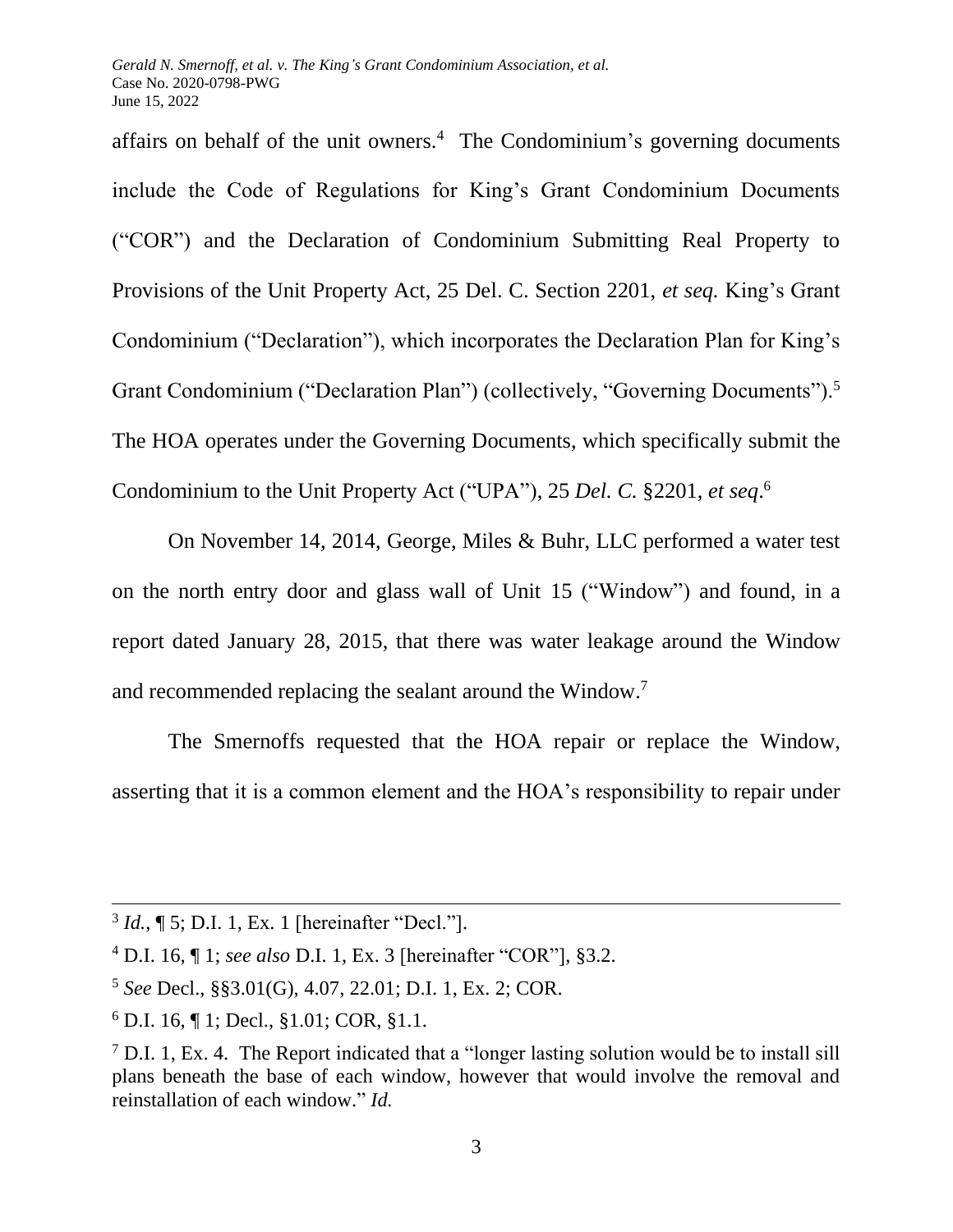affairs on behalf of the unit owners.[4] The Condominium's governing documents include the Code of Regulations for King's Grant Condominium Documents ("COR") and the Declaration of Condominium Submitting Real Property to Provisions of the Unit Property Act, 25 Del. C. Section 2201, *et seq.* King's Grant Condominium ("Declaration"), which incorporates the Declaration Plan for King's Grant Condominium ("Declaration Plan") (collectively, "Governing Documents").[5] The HOA operates under the Governing Documents, which specifically submit the Condominium to the Unit Property Act ("UPA"), 25 *Del. C.* §2201, *et seq*.[6]

On November 14, 2014, George, Miles & Buhr, LLC performed a water test on the north entry door and glass wall of Unit 15 ("Window") and found, in a report dated January 28, 2015, that there was water leakage around the Window and recommended replacing the sealant around the Window.[7]

The Smernoffs requested that the HOA repair or replace the Window, asserting that it is a common element and the HOA's responsibility to repair under

---

[3] *Id.*, ¶ 5; D.I. 1, Ex. 1 [hereinafter "Decl."].

[4] D.I. 16, ¶ 1; *see also* D.I. 1, Ex. 3 [hereinafter "COR"], §3.2.

[5] *See* Decl., §§3.01(G), 4.07, 22.01; D.I. 1, Ex. 2; COR.

[6] D.I. 16, ¶ 1; Decl., §1.01; COR, §1.1.

[7] D.I. 1, Ex. 4. The Report indicated that a "longer lasting solution would be to install sill plans beneath the base of each window, however that would involve the removal and reinstallation of each window." *Id.*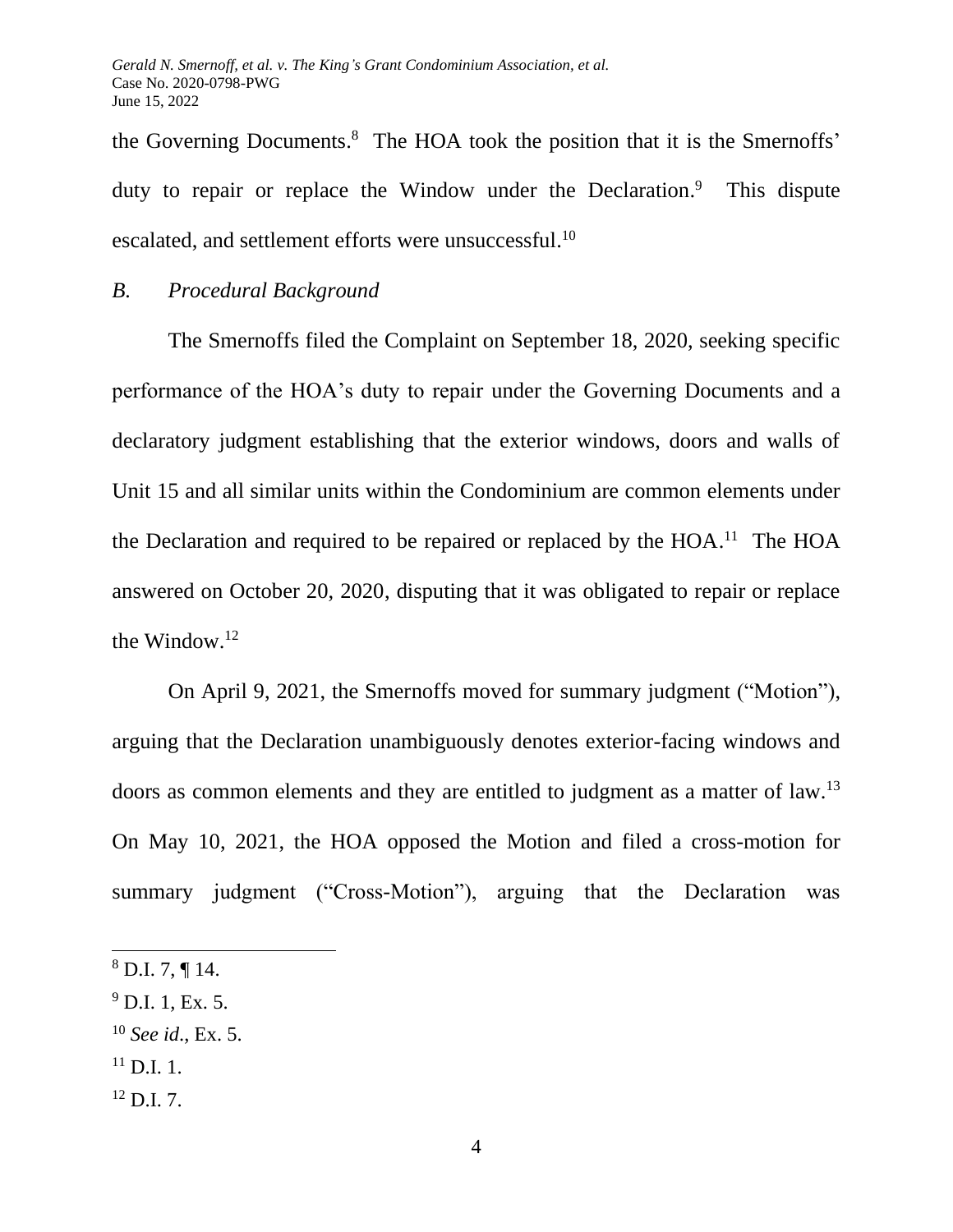the Governing Documents.[8] The HOA took the position that it is the Smernoffs' duty to repair or replace the Window under the Declaration.[9] This dispute escalated, and settlement efforts were unsuccessful.[10]

### *B. Procedural Background*

The Smernoffs filed the Complaint on September 18, 2020, seeking specific performance of the HOA's duty to repair under the Governing Documents and a declaratory judgment establishing that the exterior windows, doors and walls of Unit 15 and all similar units within the Condominium are common elements under the Declaration and required to be repaired or replaced by the HOA.[11] The HOA answered on October 20, 2020, disputing that it was obligated to repair or replace the Window.[12]

On April 9, 2021, the Smernoffs moved for summary judgment ("Motion"), arguing that the Declaration unambiguously denotes exterior-facing windows and doors as common elements and they are entitled to judgment as a matter of law.[13] On May 10, 2021, the HOA opposed the Motion and filed a cross-motion for summary judgment ("Cross-Motion"), arguing that the Declaration was

---

[8] D.I. 7, ¶ 14.

[9] D.I. 1, Ex. 5.

[10] *See id*., Ex. 5.

[11] D.I. 1.

[12] D.I. 7.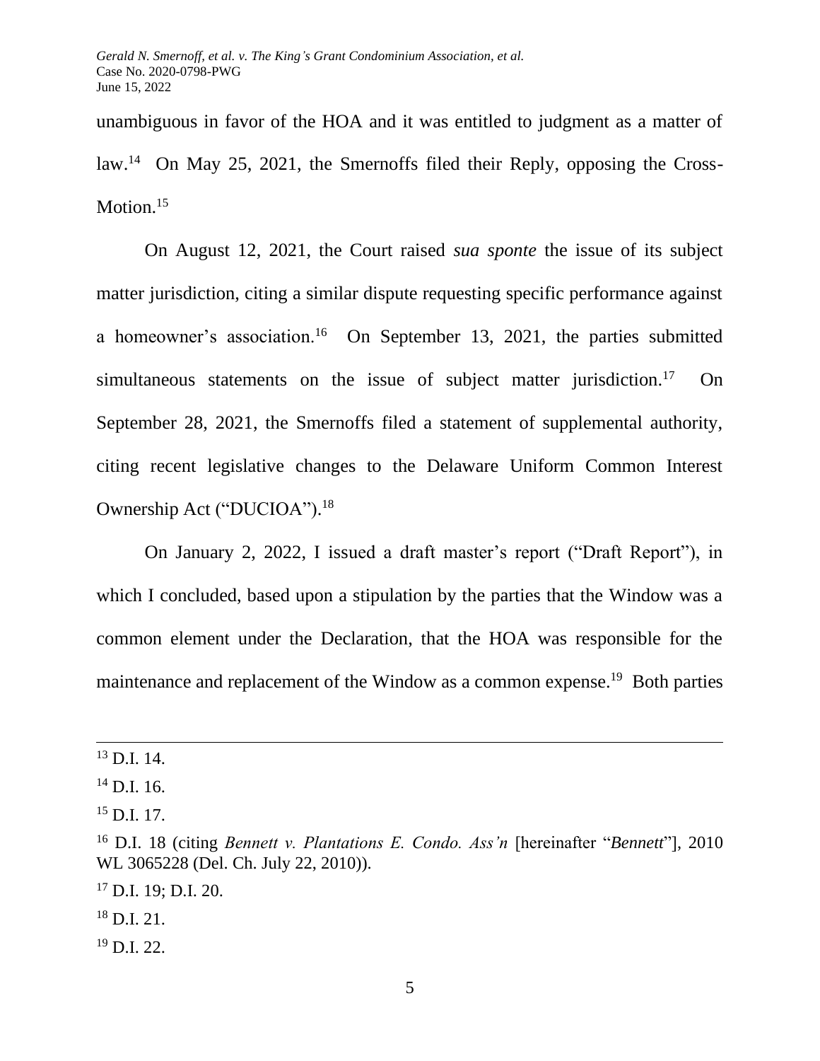unambiguous in favor of the HOA and it was entitled to judgment as a matter of law.[14] On May 25, 2021, the Smernoffs filed their Reply, opposing the Cross-Motion.[15]

On August 12, 2021, the Court raised *sua sponte* the issue of its subject matter jurisdiction, citing a similar dispute requesting specific performance against a homeowner's association.[16] On September 13, 2021, the parties submitted simultaneous statements on the issue of subject matter jurisdiction.[17] On September 28, 2021, the Smernoffs filed a statement of supplemental authority, citing recent legislative changes to the Delaware Uniform Common Interest Ownership Act ("DUCIOA").[18]

On January 2, 2022, I issued a draft master's report ("Draft Report"), in which I concluded, based upon a stipulation by the parties that the Window was a common element under the Declaration, that the HOA was responsible for the maintenance and replacement of the Window as a common expense.[19] Both parties

---

[13] D.I. 14.

[14] D.I. 16.

[15] D.I. 17.

[16] D.I. 18 (citing *Bennett v. Plantations E. Condo. Ass'n* [hereinafter "*Bennett*"], 2010 WL 3065228 (Del. Ch. July 22, 2010)).

[17] D.I. 19; D.I. 20.

[18] D.I. 21.

[19] D.I. 22.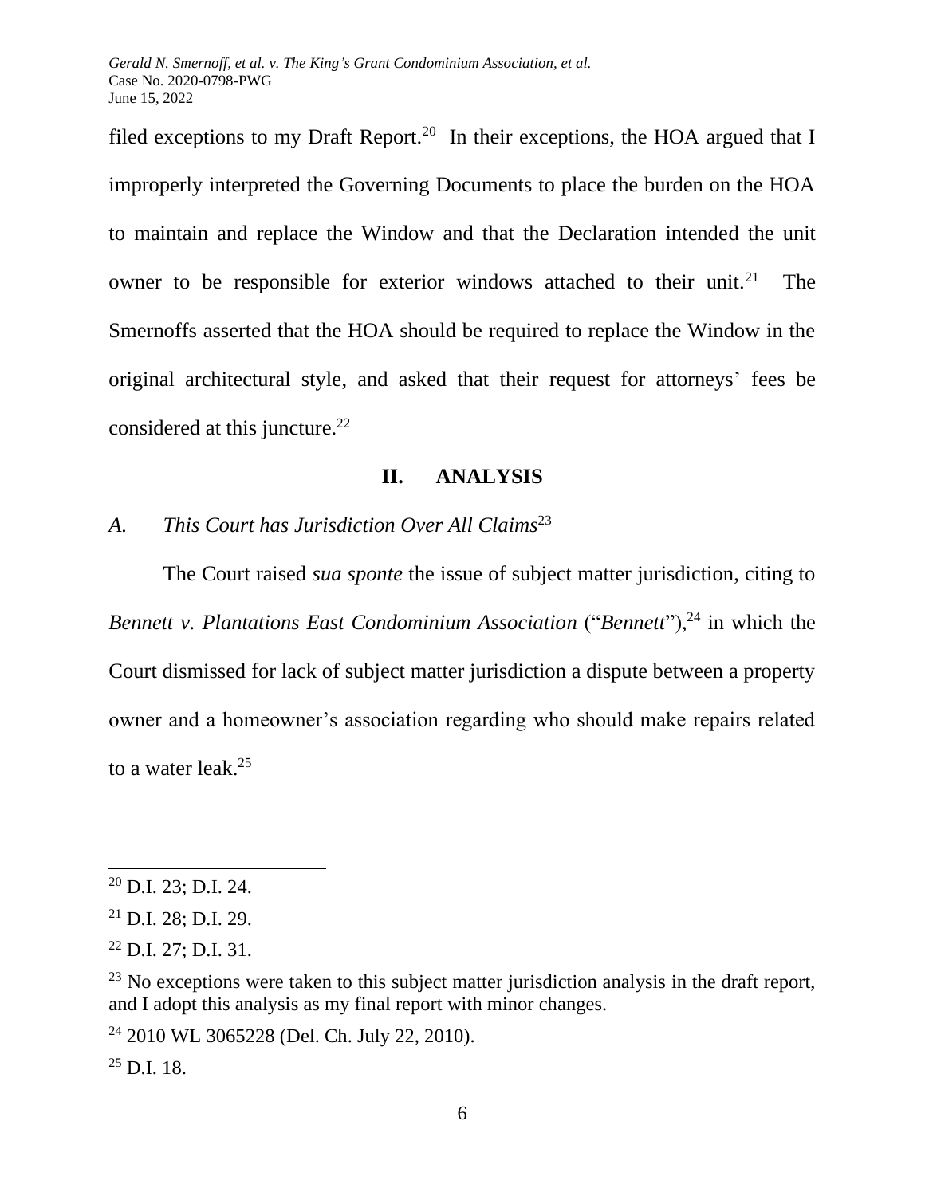filed exceptions to my Draft Report.[20] In their exceptions, the HOA argued that I improperly interpreted the Governing Documents to place the burden on the HOA to maintain and replace the Window and that the Declaration intended the unit owner to be responsible for exterior windows attached to their unit.[21] The Smernoffs asserted that the HOA should be required to replace the Window in the original architectural style, and asked that their request for attorneys' fees be considered at this juncture.[22]

## II. ANALYSIS

### A. *This Court has Jurisdiction Over All Claims*[23]

The Court raised *sua sponte* the issue of subject matter jurisdiction, citing to *Bennett v. Plantations East Condominium Association* ("*Bennett*"),[24] in which the Court dismissed for lack of subject matter jurisdiction a dispute between a property owner and a homeowner's association regarding who should make repairs related to a water leak.[25]

---

[20] D.I. 23; D.I. 24.

[21] D.I. 28; D.I. 29.

[22] D.I. 27; D.I. 31.

[23] No exceptions were taken to this subject matter jurisdiction analysis in the draft report, and I adopt this analysis as my final report with minor changes.

[24] 2010 WL 3065228 (Del. Ch. July 22, 2010).

[25] D.I. 18.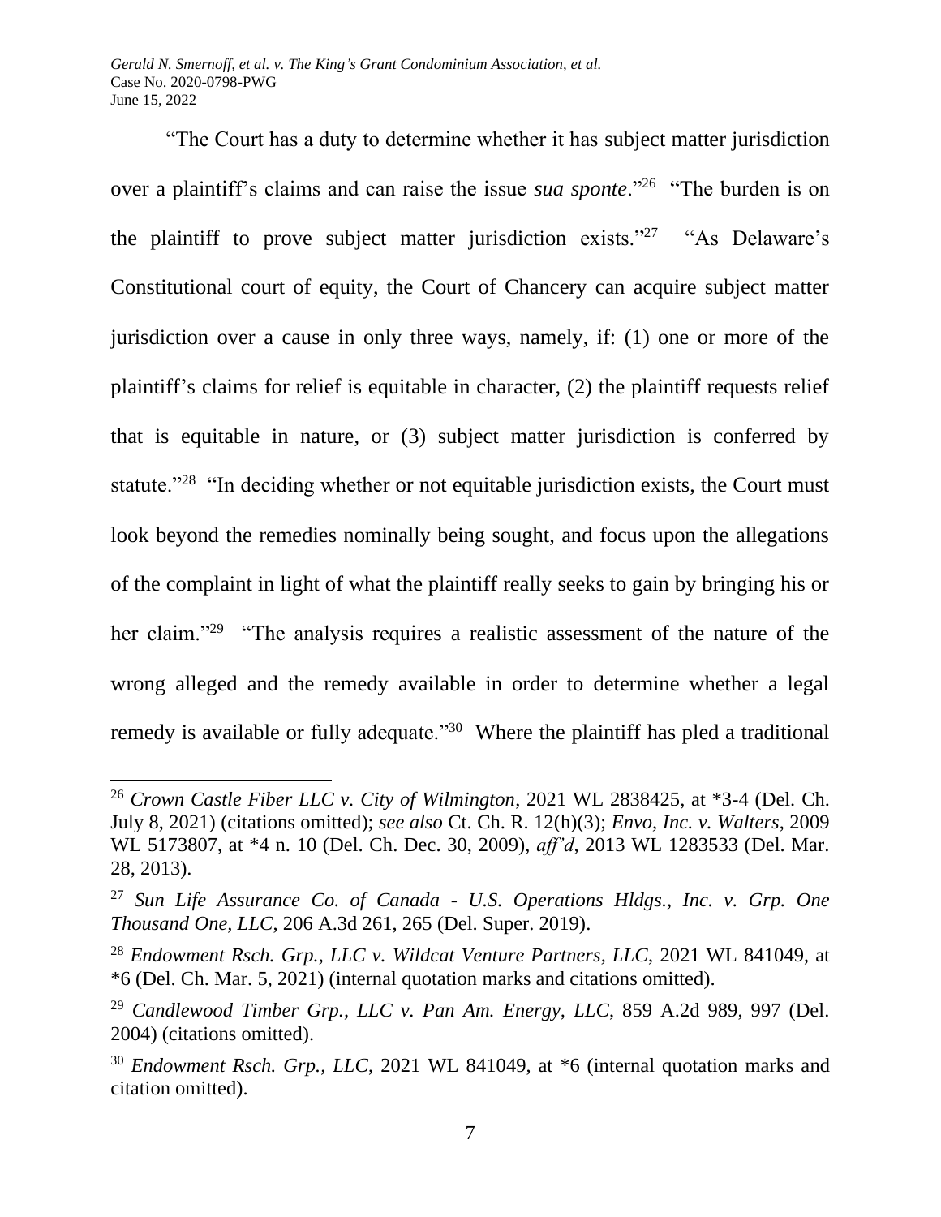"The Court has a duty to determine whether it has subject matter jurisdiction over a plaintiff's claims and can raise the issue *sua sponte*."[26] "The burden is on the plaintiff to prove subject matter jurisdiction exists."[27] "As Delaware's Constitutional court of equity, the Court of Chancery can acquire subject matter jurisdiction over a cause in only three ways, namely, if: (1) one or more of the plaintiff's claims for relief is equitable in character, (2) the plaintiff requests relief that is equitable in nature, or (3) subject matter jurisdiction is conferred by statute."[28] "In deciding whether or not equitable jurisdiction exists, the Court must look beyond the remedies nominally being sought, and focus upon the allegations of the complaint in light of what the plaintiff really seeks to gain by bringing his or her claim."[29] "The analysis requires a realistic assessment of the nature of the wrong alleged and the remedy available in order to determine whether a legal remedy is available or fully adequate."[30] Where the plaintiff has pled a traditional

---

[26] *Crown Castle Fiber LLC v. City of Wilmington*, 2021 WL 2838425, at *3-4 (Del. Ch. July 8, 2021) (citations omitted); *see also* Ct. Ch. R. 12(h)(3); *Envo, Inc. v. Walters*, 2009 WL 5173807, at *4 n. 10 (Del. Ch. Dec. 30, 2009), *aff'd*, 2013 WL 1283533 (Del. Mar. 28, 2013).

[27] *Sun Life Assurance Co. of Canada - U.S. Operations Hldgs., Inc. v. Grp. One Thousand One, LLC*, 206 A.3d 261, 265 (Del. Super. 2019).

[28] *Endowment Rsch. Grp., LLC v. Wildcat Venture Partners, LLC*, 2021 WL 841049, at *6 (Del. Ch. Mar. 5, 2021) (internal quotation marks and citations omitted).

[29] *Candlewood Timber Grp., LLC v. Pan Am. Energy, LLC*, 859 A.2d 989, 997 (Del. 2004) (citations omitted).

[30] *Endowment Rsch. Grp., LLC*, 2021 WL 841049, at *6 (internal quotation marks and citation omitted).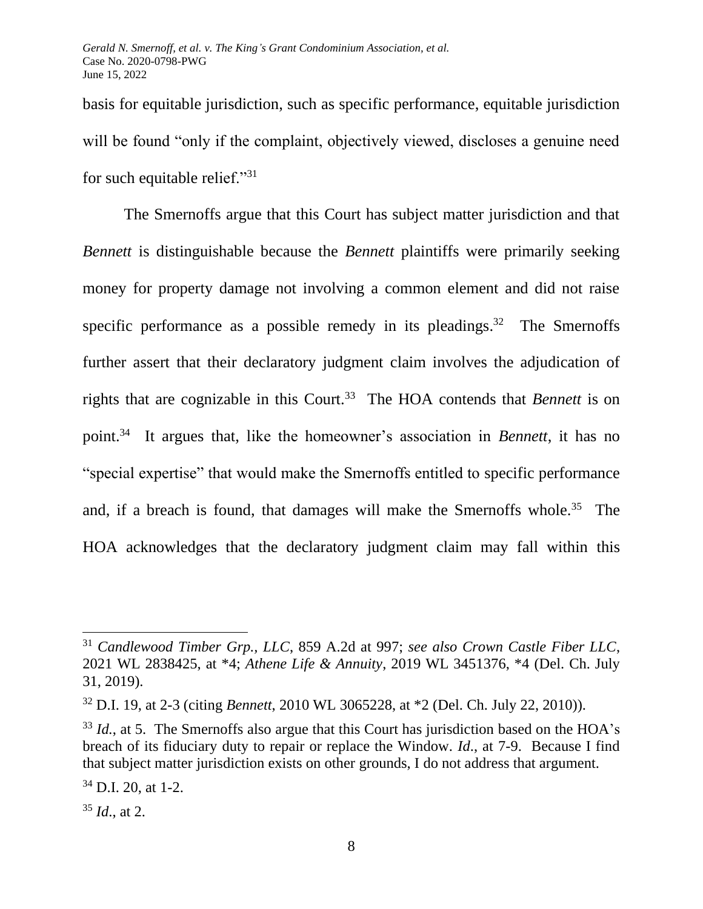basis for equitable jurisdiction, such as specific performance, equitable jurisdiction will be found "only if the complaint, objectively viewed, discloses a genuine need for such equitable relief."[31]

The Smernoffs argue that this Court has subject matter jurisdiction and that *Bennett* is distinguishable because the *Bennett* plaintiffs were primarily seeking money for property damage not involving a common element and did not raise specific performance as a possible remedy in its pleadings.[32] The Smernoffs further assert that their declaratory judgment claim involves the adjudication of rights that are cognizable in this Court.[33] The HOA contends that *Bennett* is on point.[34] It argues that, like the homeowner's association in *Bennett*, it has no "special expertise" that would make the Smernoffs entitled to specific performance and, if a breach is found, that damages will make the Smernoffs whole.[35] The HOA acknowledges that the declaratory judgment claim may fall within this

---

[31] *Candlewood Timber Grp., LLC*, 859 A.2d at 997; *see also Crown Castle Fiber LLC*, 2021 WL 2838425, at *4; *Athene Life & Annuity*, 2019 WL 3451376, *4 (Del. Ch. July 31, 2019).

[32] D.I. 19, at 2-3 (citing *Bennett*, 2010 WL 3065228, at *2 (Del. Ch. July 22, 2010)).

[33] *Id.*, at 5. The Smernoffs also argue that this Court has jurisdiction based on the HOA's breach of its fiduciary duty to repair or replace the Window. *Id*., at 7-9. Because I find that subject matter jurisdiction exists on other grounds, I do not address that argument.

[34] D.I. 20, at 1-2.

[35] *Id*., at 2.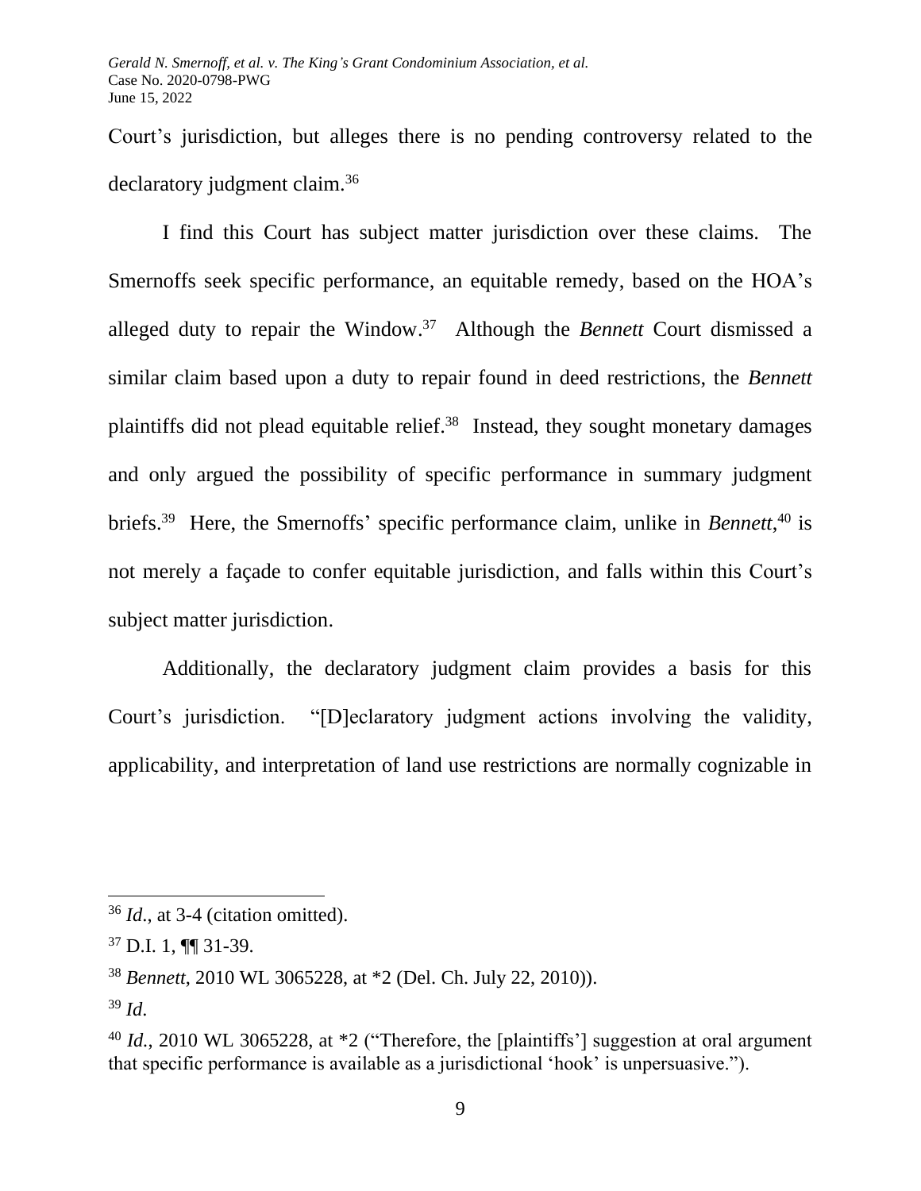Court's jurisdiction, but alleges there is no pending controversy related to the declaratory judgment claim.[36]

I find this Court has subject matter jurisdiction over these claims. The Smernoffs seek specific performance, an equitable remedy, based on the HOA's alleged duty to repair the Window.[37] Although the *Bennett* Court dismissed a similar claim based upon a duty to repair found in deed restrictions, the *Bennett* plaintiffs did not plead equitable relief.[38] Instead, they sought monetary damages and only argued the possibility of specific performance in summary judgment briefs.[39] Here, the Smernoffs' specific performance claim, unlike in *Bennett*,[40] is not merely a façade to confer equitable jurisdiction, and falls within this Court's subject matter jurisdiction.

Additionally, the declaratory judgment claim provides a basis for this Court's jurisdiction. "[D]eclaratory judgment actions involving the validity, applicability, and interpretation of land use restrictions are normally cognizable in

---

[36] *Id*., at 3-4 (citation omitted).

[37] D.I. 1, ¶¶ 31-39.

[38] *Bennett*, 2010 WL 3065228, at *2 (Del. Ch. July 22, 2010)).

[39] *Id*.

[40] *Id.*, 2010 WL 3065228, at *2 ("Therefore, the [plaintiffs'] suggestion at oral argument that specific performance is available as a jurisdictional 'hook' is unpersuasive.").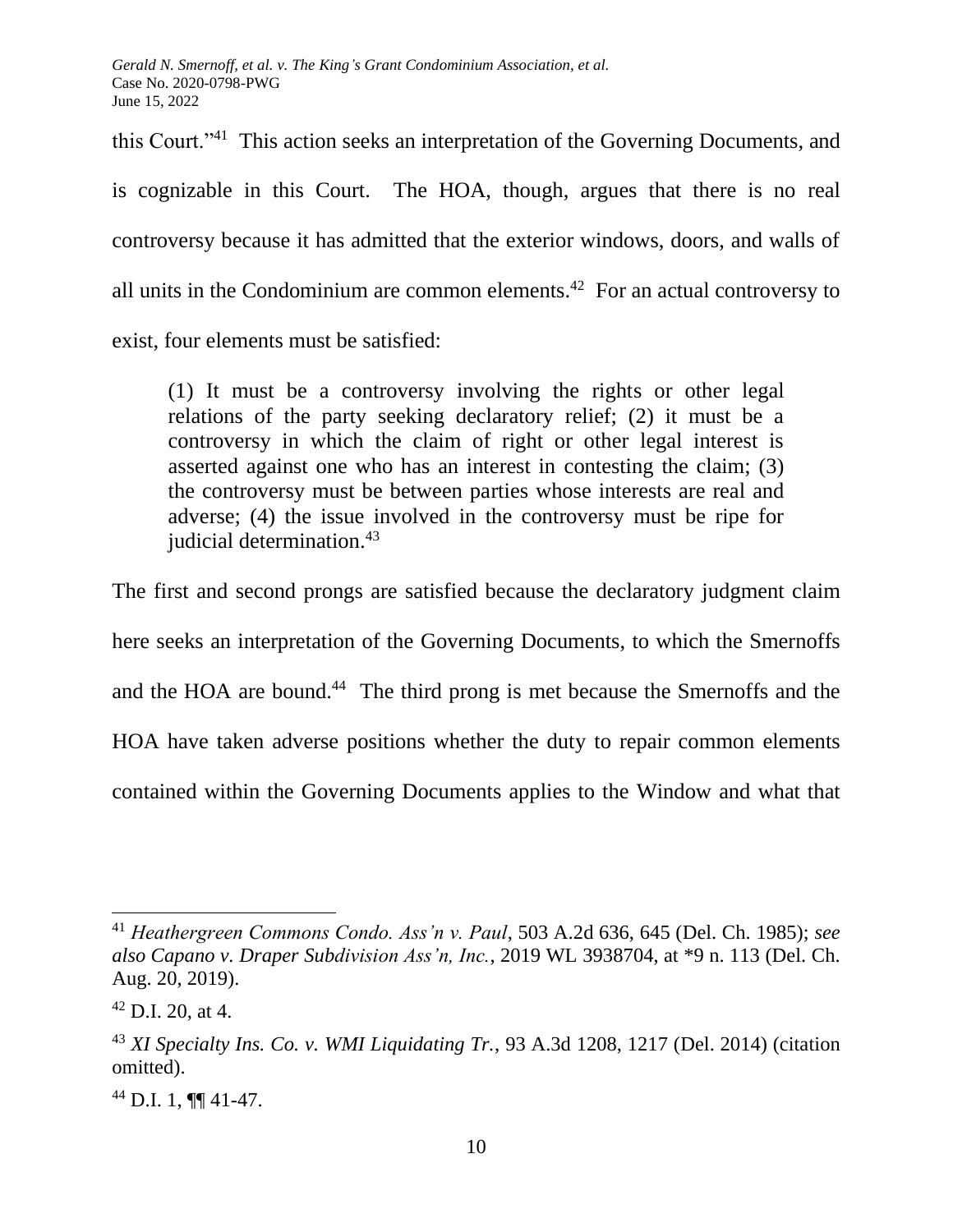this Court."[41] This action seeks an interpretation of the Governing Documents, and is cognizable in this Court. The HOA, though, argues that there is no real controversy because it has admitted that the exterior windows, doors, and walls of all units in the Condominium are common elements.[42] For an actual controversy to exist, four elements must be satisfied:

> (1) It must be a controversy involving the rights or other legal relations of the party seeking declaratory relief; (2) it must be a controversy in which the claim of right or other legal interest is asserted against one who has an interest in contesting the claim; (3) the controversy must be between parties whose interests are real and adverse; (4) the issue involved in the controversy must be ripe for judicial determination.[43]

The first and second prongs are satisfied because the declaratory judgment claim here seeks an interpretation of the Governing Documents, to which the Smernoffs and the HOA are bound.[44] The third prong is met because the Smernoffs and the HOA have taken adverse positions whether the duty to repair common elements contained within the Governing Documents applies to the Window and what that

---

[41] *Heathergreen Commons Condo. Ass'n v. Paul*, 503 A.2d 636, 645 (Del. Ch. 1985); *see also Capano v. Draper Subdivision Ass'n, Inc.*, 2019 WL 3938704, at *9 n. 113 (Del. Ch. Aug. 20, 2019).

[42] D.I. 20, at 4.

[43] *XI Specialty Ins. Co. v. WMI Liquidating Tr.*, 93 A.3d 1208, 1217 (Del. 2014) (citation omitted).

[44] D.I. 1, ¶¶ 41-47.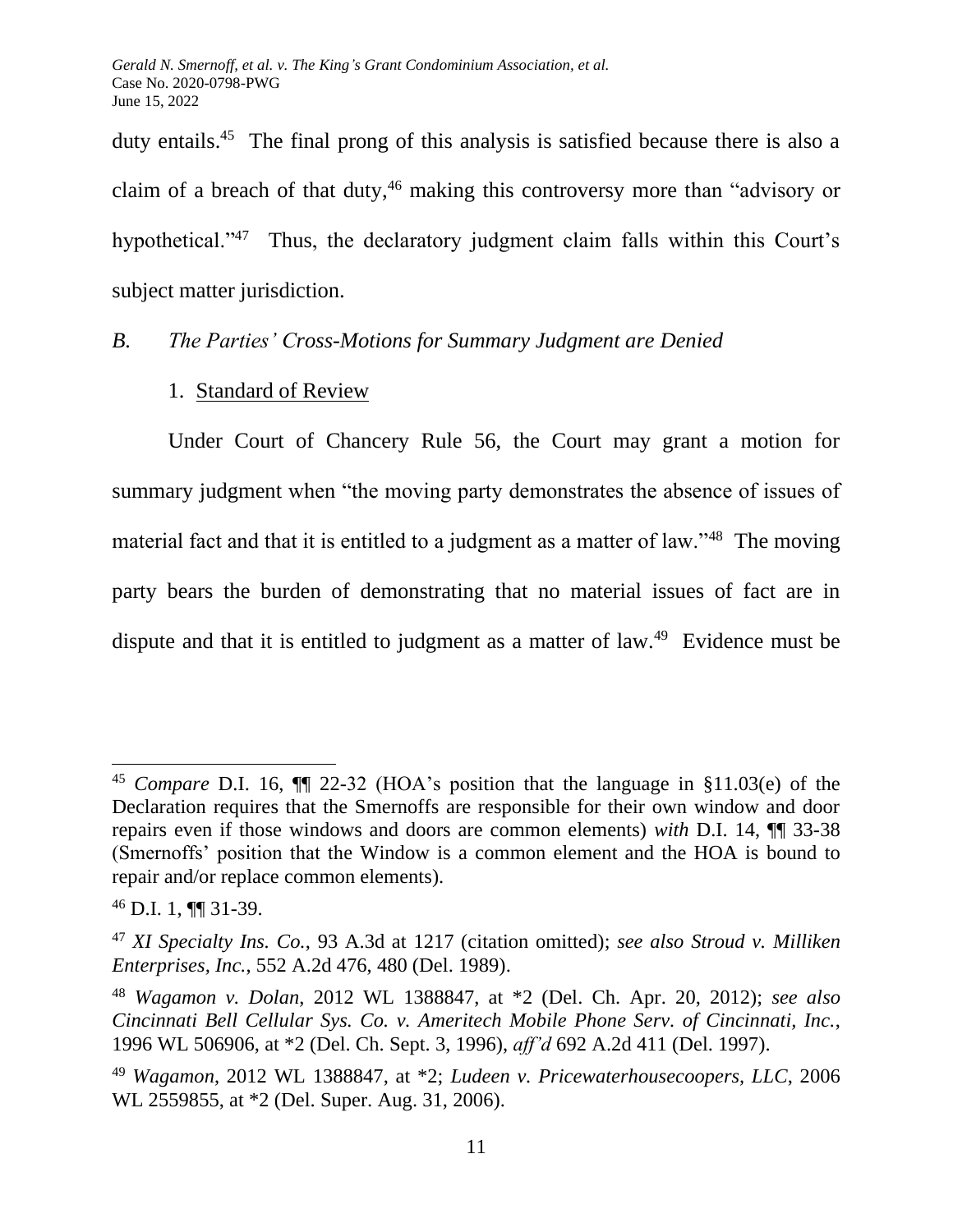duty entails.[45] The final prong of this analysis is satisfied because there is also a claim of a breach of that duty,[46] making this controversy more than "advisory or hypothetical."[47] Thus, the declaratory judgment claim falls within this Court's subject matter jurisdiction.

### *B. The Parties' Cross-Motions for Summary Judgment are Denied*

#### 1. Standard of Review

Under Court of Chancery Rule 56, the Court may grant a motion for summary judgment when "the moving party demonstrates the absence of issues of material fact and that it is entitled to a judgment as a matter of law."[48] The moving party bears the burden of demonstrating that no material issues of fact are in dispute and that it is entitled to judgment as a matter of law.[49] Evidence must be

---

[45] *Compare* D.I. 16, ¶¶ 22-32 (HOA's position that the language in §11.03(e) of the Declaration requires that the Smernoffs are responsible for their own window and door repairs even if those windows and doors are common elements) *with* D.I. 14, ¶¶ 33-38 (Smernoffs' position that the Window is a common element and the HOA is bound to repair and/or replace common elements).

[46] D.I. 1, ¶¶ 31-39.

[47] *XI Specialty Ins. Co.*, 93 A.3d at 1217 (citation omitted); *see also Stroud v. Milliken Enterprises, Inc.*, 552 A.2d 476, 480 (Del. 1989).

[48] *Wagamon v. Dolan*, 2012 WL 1388847, at *2 (Del. Ch. Apr. 20, 2012); *see also Cincinnati Bell Cellular Sys. Co. v. Ameritech Mobile Phone Serv. of Cincinnati, Inc.*, 1996 WL 506906, at *2 (Del. Ch. Sept. 3, 1996), *aff'd* 692 A.2d 411 (Del. 1997).

[49] *Wagamon*, 2012 WL 1388847, at *2; *Ludeen v. Pricewaterhousecoopers, LLC*, 2006 WL 2559855, at *2 (Del. Super. Aug. 31, 2006).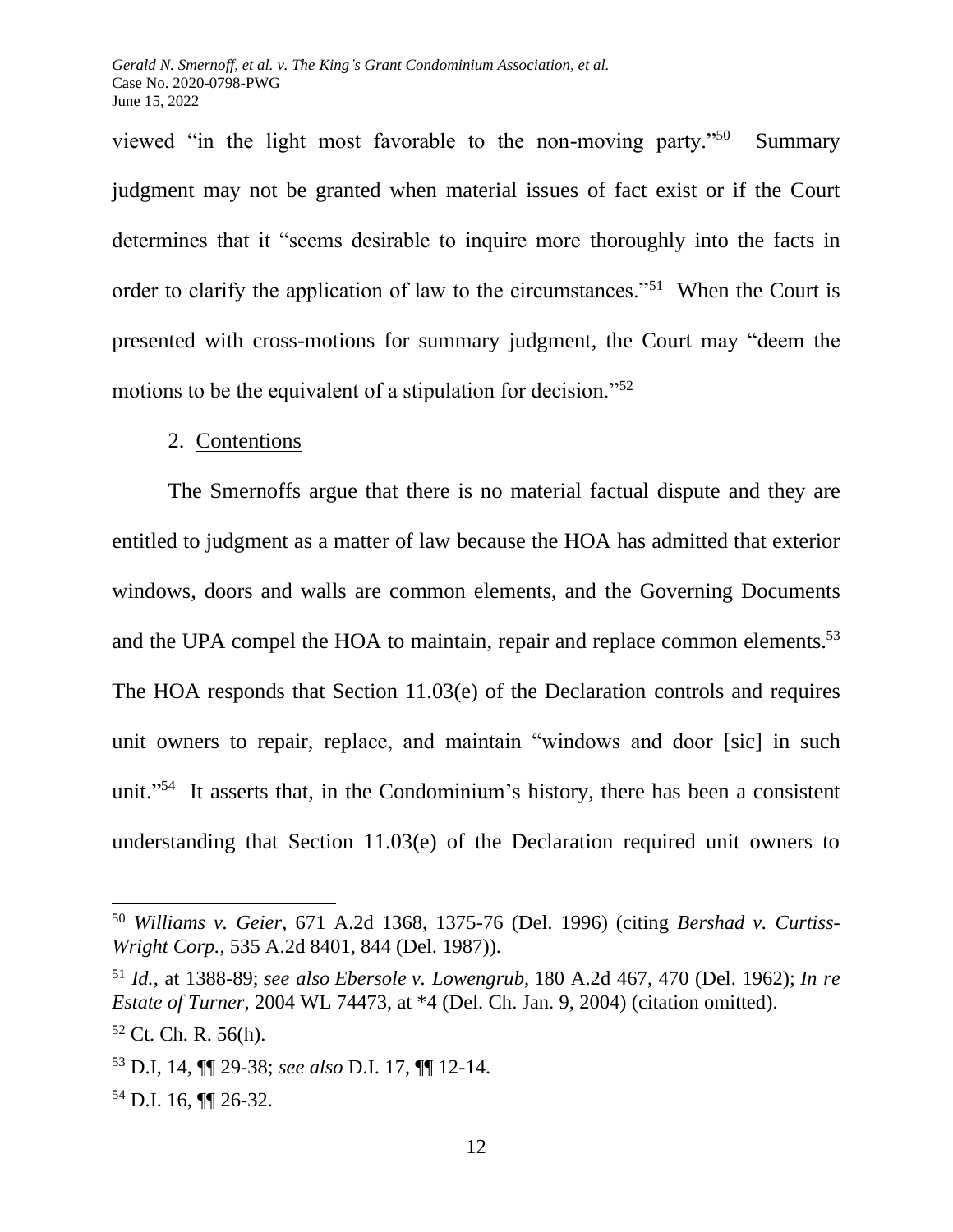viewed "in the light most favorable to the non-moving party."[50] Summary judgment may not be granted when material issues of fact exist or if the Court determines that it "seems desirable to inquire more thoroughly into the facts in order to clarify the application of law to the circumstances."[51] When the Court is presented with cross-motions for summary judgment, the Court may "deem the motions to be the equivalent of a stipulation for decision."[52]

2. Contentions

The Smernoffs argue that there is no material factual dispute and they are entitled to judgment as a matter of law because the HOA has admitted that exterior windows, doors and walls are common elements, and the Governing Documents and the UPA compel the HOA to maintain, repair and replace common elements.[53] The HOA responds that Section 11.03(e) of the Declaration controls and requires unit owners to repair, replace, and maintain "windows and door [sic] in such unit."[54] It asserts that, in the Condominium's history, there has been a consistent understanding that Section 11.03(e) of the Declaration required unit owners to

---

[50] *Williams v. Geier*, 671 A.2d 1368, 1375-76 (Del. 1996) (citing *Bershad v. Curtiss-Wright Corp.*, 535 A.2d 8401, 844 (Del. 1987)).

[51] *Id.*, at 1388-89; *see also Ebersole v. Lowengrub*, 180 A.2d 467, 470 (Del. 1962); *In re Estate of Turner*, 2004 WL 74473, at *4 (Del. Ch. Jan. 9, 2004) (citation omitted).

[52] Ct. Ch. R. 56(h).

[53] D.I, 14, ¶¶ 29-38; *see also* D.I. 17, ¶¶ 12-14.

[54] D.I. 16, ¶¶ 26-32.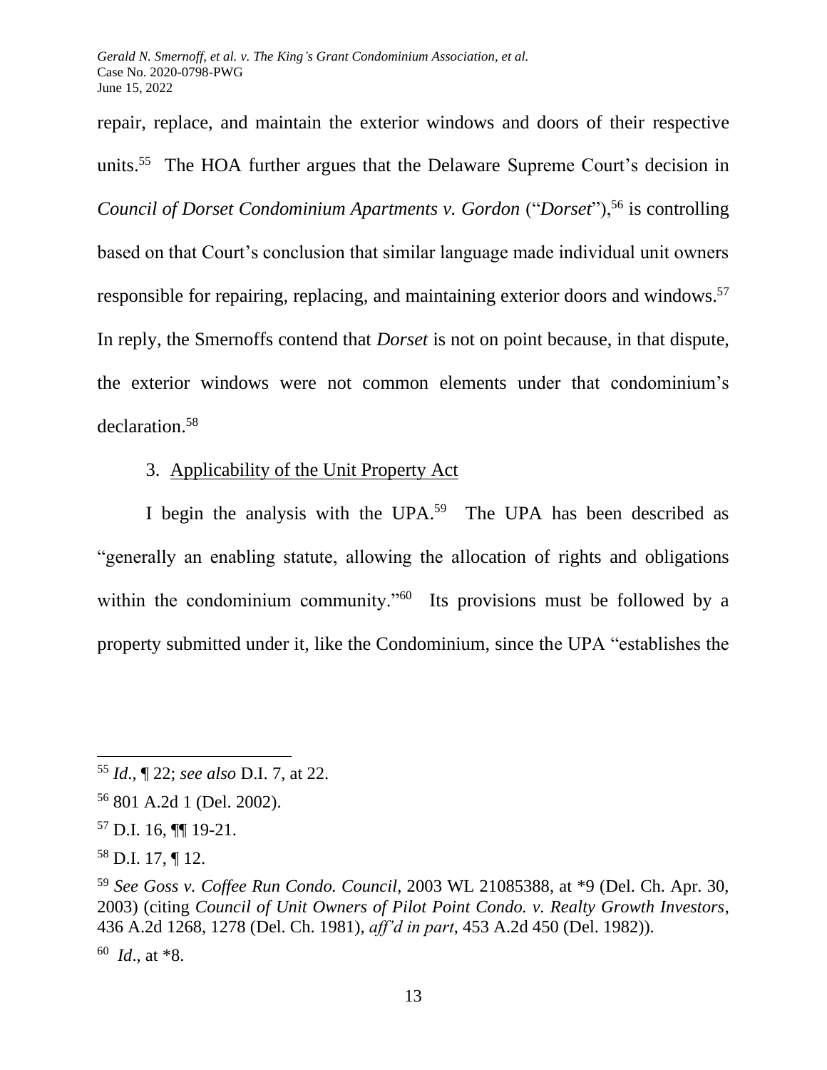repair, replace, and maintain the exterior windows and doors of their respective units.[55] The HOA further argues that the Delaware Supreme Court's decision in *Council of Dorset Condominium Apartments v. Gordon* ("*Dorset*"),[56] is controlling based on that Court's conclusion that similar language made individual unit owners responsible for repairing, replacing, and maintaining exterior doors and windows.[57] In reply, the Smernoffs contend that *Dorset* is not on point because, in that dispute, the exterior windows were not common elements under that condominium's declaration.[58]

3. <u>Applicability of the Unit Property Act</u>

I begin the analysis with the UPA.[59] The UPA has been described as "generally an enabling statute, allowing the allocation of rights and obligations within the condominium community."[60] Its provisions must be followed by a property submitted under it, like the Condominium, since the UPA "establishes the

---

[55] *Id*., ¶ 22; *see also* D.I. 7, at 22.

[56] 801 A.2d 1 (Del. 2002).

[57] D.I. 16, ¶¶ 19-21.

[58] D.I. 17, ¶ 12.

[59] *See Goss v. Coffee Run Condo. Council*, 2003 WL 21085388, at *9 (Del. Ch. Apr. 30, 2003) (citing *Council of Unit Owners of Pilot Point Condo. v. Realty Growth Investors*, 436 A.2d 1268, 1278 (Del. Ch. 1981), *aff'd in part*, 453 A.2d 450 (Del. 1982)).

[60] *Id*., at *8.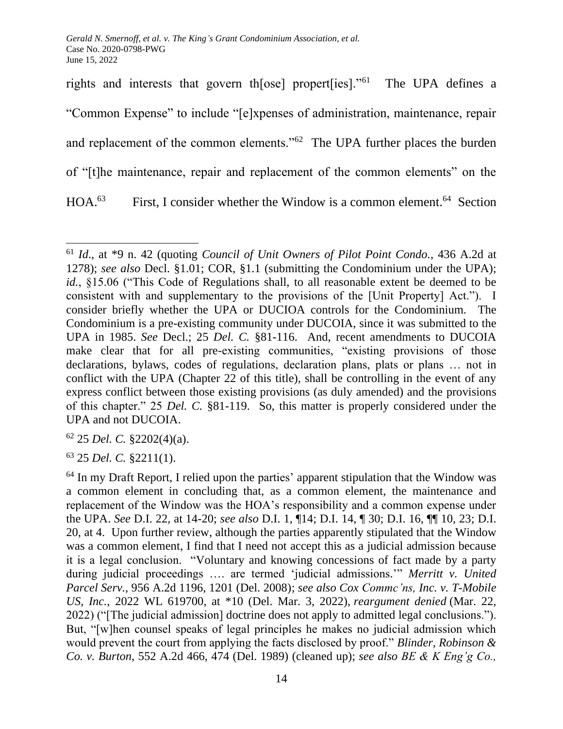rights and interests that govern th[ose] propert[ies]."[61] The UPA defines a "Common Expense" to include "[e]xpenses of administration, maintenance, repair and replacement of the common elements."[62] The UPA further places the burden of "[t]he maintenance, repair and replacement of the common elements" on the HOA.[63] First, I consider whether the Window is a common element.[64] Section

---

[61] *Id.*, at *9 n. 42 (quoting *Council of Unit Owners of Pilot Point Condo.*, 436 A.2d at 1278); *see also* Decl. §1.01; COR, §1.1 (submitting the Condominium under the UPA); *id.*, §15.06 ("This Code of Regulations shall, to all reasonable extent be deemed to be consistent with and supplementary to the provisions of the [Unit Property] Act."). I consider briefly whether the UPA or DUCIOA controls for the Condominium. The Condominium is a pre-existing community under DUCOIA, since it was submitted to the UPA in 1985. *See* Decl.; 25 *Del. C.* §81-116. And, recent amendments to DUCOIA make clear that for all pre-existing communities, "existing provisions of those declarations, bylaws, codes of regulations, declaration plans, plats or plans … not in conflict with the UPA (Chapter 22 of this title), shall be controlling in the event of any express conflict between those existing provisions (as duly amended) and the provisions of this chapter." 25 *Del. C.* §81-119. So, this matter is properly considered under the UPA and not DUCOIA.

[62] 25 *Del. C.* §2202(4)(a).

[63] 25 *Del. C.* §2211(1).

[64] In my Draft Report, I relied upon the parties' apparent stipulation that the Window was a common element in concluding that, as a common element, the maintenance and replacement of the Window was the HOA's responsibility and a common expense under the UPA. *See* D.I. 22, at 14-20; *see also* D.I. 1, ¶14; D.I. 14, ¶ 30; D.I. 16, ¶¶ 10, 23; D.I. 20, at 4. Upon further review, although the parties apparently stipulated that the Window was a common element, I find that I need not accept this as a judicial admission because it is a legal conclusion. "Voluntary and knowing concessions of fact made by a party during judicial proceedings …. are termed 'judicial admissions.'" *Merritt v. United Parcel Serv.*, 956 A.2d 1196, 1201 (Del. 2008); *see also Cox Commc'ns, Inc. v. T-Mobile US, Inc.*, 2022 WL 619700, at *10 (Del. Mar. 3, 2022), *reargument denied* (Mar. 22, 2022) ("[The judicial admission] doctrine does not apply to admitted legal conclusions."). But, "[w]hen counsel speaks of legal principles he makes no judicial admission which would prevent the court from applying the facts disclosed by proof." *Blinder, Robinson & Co. v. Burton*, 552 A.2d 466, 474 (Del. 1989) (cleaned up); *see also BE & K Eng'g Co.,*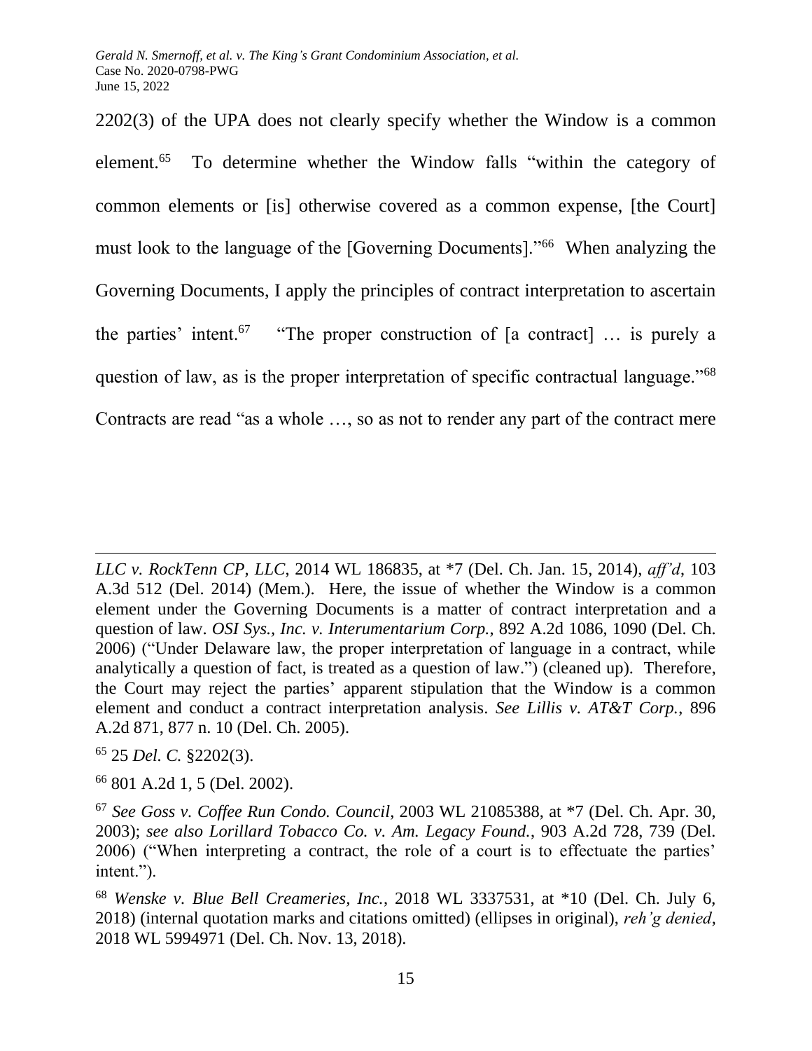2202(3) of the UPA does not clearly specify whether the Window is a common element.[65] To determine whether the Window falls "within the category of common elements or [is] otherwise covered as a common expense, [the Court] must look to the language of the [Governing Documents]."[66] When analyzing the Governing Documents, I apply the principles of contract interpretation to ascertain the parties' intent.[67] "The proper construction of [a contract] … is purely a question of law, as is the proper interpretation of specific contractual language."[68] Contracts are read "as a whole …, so as not to render any part of the contract mere

---

*LLC v. RockTenn CP, LLC*, 2014 WL 186835, at *7 (Del. Ch. Jan. 15, 2014), *aff'd*, 103 A.3d 512 (Del. 2014) (Mem.). Here, the issue of whether the Window is a common element under the Governing Documents is a matter of contract interpretation and a question of law. *OSI Sys., Inc. v. Interumentarium Corp.*, 892 A.2d 1086, 1090 (Del. Ch. 2006) ("Under Delaware law, the proper interpretation of language in a contract, while analytically a question of fact, is treated as a question of law.") (cleaned up). Therefore, the Court may reject the parties' apparent stipulation that the Window is a common element and conduct a contract interpretation analysis. *See Lillis v. AT&T Corp.*, 896 A.2d 871, 877 n. 10 (Del. Ch. 2005).

[65] 25 *Del. C.* §2202(3).

[66] 801 A.2d 1, 5 (Del. 2002).

[67] *See Goss v. Coffee Run Condo. Council*, 2003 WL 21085388, at *7 (Del. Ch. Apr. 30, 2003); *see also Lorillard Tobacco Co. v. Am. Legacy Found.*, 903 A.2d 728, 739 (Del. 2006) ("When interpreting a contract, the role of a court is to effectuate the parties' intent.").

[68] *Wenske v. Blue Bell Creameries, Inc.*, 2018 WL 3337531, at *10 (Del. Ch. July 6, 2018) (internal quotation marks and citations omitted) (ellipses in original), *reh'g denied*, 2018 WL 5994971 (Del. Ch. Nov. 13, 2018).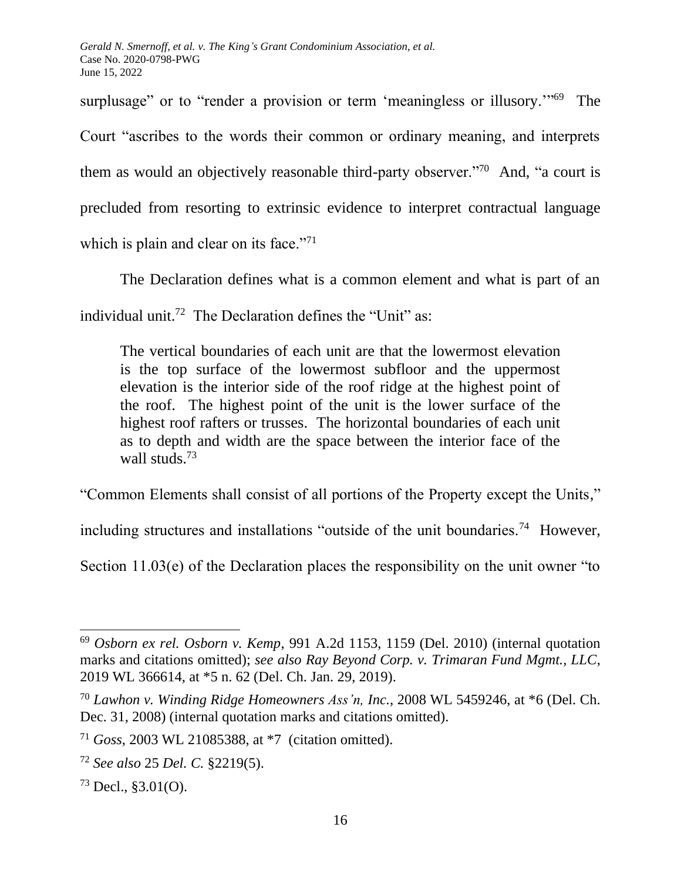surplusage" or to "render a provision or term 'meaningless or illusory.'"[69] The Court "ascribes to the words their common or ordinary meaning, and interprets them as would an objectively reasonable third-party observer."[70] And, "a court is precluded from resorting to extrinsic evidence to interpret contractual language which is plain and clear on its face."[71]

The Declaration defines what is a common element and what is part of an individual unit.[72] The Declaration defines the "Unit" as:

> The vertical boundaries of each unit are that the lowermost elevation is the top surface of the lowermost subfloor and the uppermost elevation is the interior side of the roof ridge at the highest point of the roof. The highest point of the unit is the lower surface of the highest roof rafters or trusses. The horizontal boundaries of each unit as to depth and width are the space between the interior face of the wall studs.[73]

"Common Elements shall consist of all portions of the Property except the Units," including structures and installations "outside of the unit boundaries.[74] However, Section 11.03(e) of the Declaration places the responsibility on the unit owner "to

---

[69] *Osborn ex rel. Osborn v. Kemp*, 991 A.2d 1153, 1159 (Del. 2010) (internal quotation marks and citations omitted); *see also Ray Beyond Corp. v. Trimaran Fund Mgmt., LLC*, 2019 WL 366614, at *5 n. 62 (Del. Ch. Jan. 29, 2019).

[70] *Lawhon v. Winding Ridge Homeowners Ass'n, Inc.*, 2008 WL 5459246, at *6 (Del. Ch. Dec. 31, 2008) (internal quotation marks and citations omitted).

[71] *Goss*, 2003 WL 21085388, at *7 (citation omitted).

[72] *See also* 25 *Del. C.* §2219(5).

[73] Decl., §3.01(O).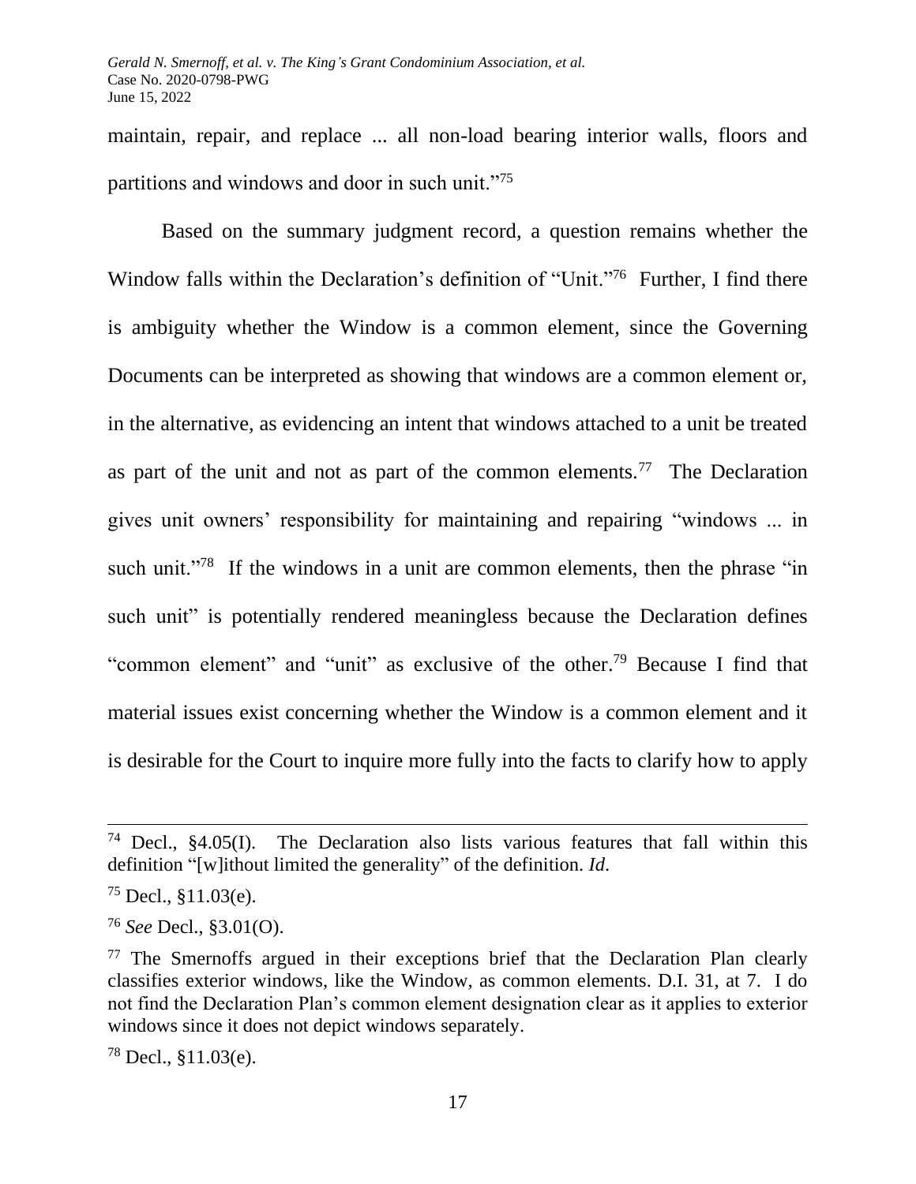maintain, repair, and replace ... all non-load bearing interior walls, floors and partitions and windows and door in such unit."[75]

Based on the summary judgment record, a question remains whether the Window falls within the Declaration's definition of "Unit."[76] Further, I find there is ambiguity whether the Window is a common element, since the Governing Documents can be interpreted as showing that windows are a common element or, in the alternative, as evidencing an intent that windows attached to a unit be treated as part of the unit and not as part of the common elements.[77] The Declaration gives unit owners' responsibility for maintaining and repairing "windows ... in such unit."[78] If the windows in a unit are common elements, then the phrase "in such unit" is potentially rendered meaningless because the Declaration defines "common element" and "unit" as exclusive of the other.[79] Because I find that material issues exist concerning whether the Window is a common element and it is desirable for the Court to inquire more fully into the facts to clarify how to apply

---

[74] Decl., §4.05(I). The Declaration also lists various features that fall within this definition "[w]ithout limited the generality" of the definition. *Id.*

[75] Decl., §11.03(e).

[76] *See* Decl., §3.01(O).

[77] The Smernoffs argued in their exceptions brief that the Declaration Plan clearly classifies exterior windows, like the Window, as common elements. D.I. 31, at 7. I do not find the Declaration Plan's common element designation clear as it applies to exterior windows since it does not depict windows separately.

[78] Decl., §11.03(e).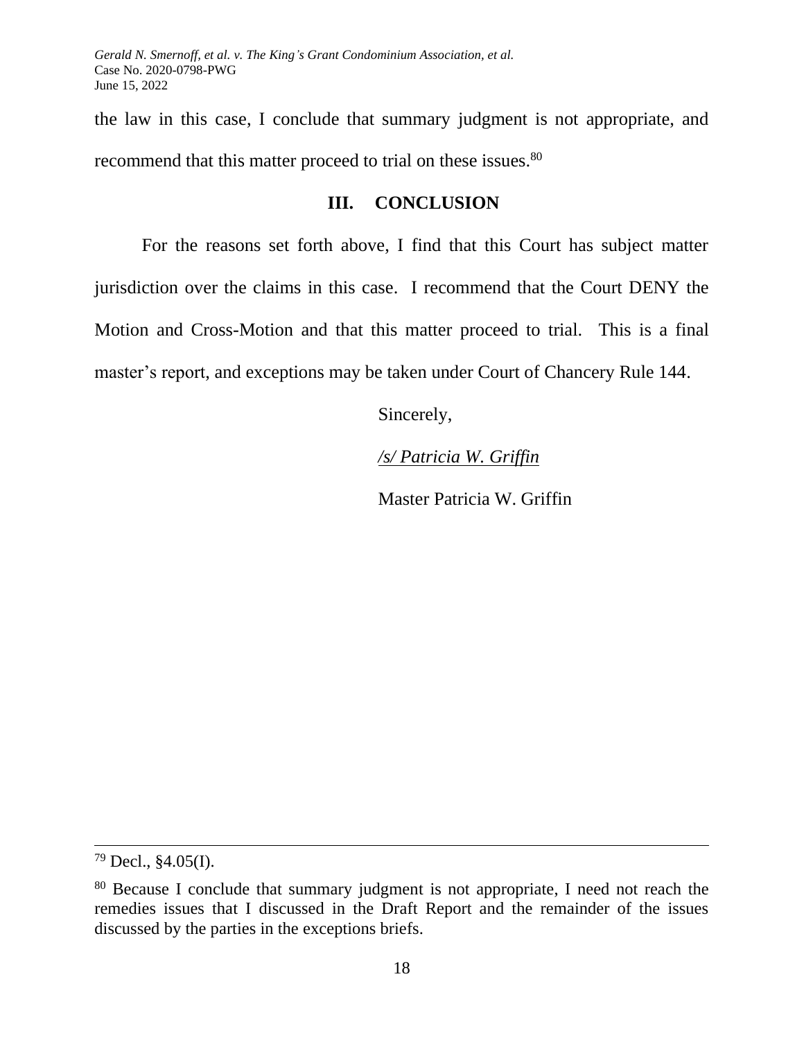the law in this case, I conclude that summary judgment is not appropriate, and recommend that this matter proceed to trial on these issues.[80]

## III. CONCLUSION

For the reasons set forth above, I find that this Court has subject matter jurisdiction over the claims in this case. I recommend that the Court DENY the Motion and Cross-Motion and that this matter proceed to trial. This is a final master's report, and exceptions may be taken under Court of Chancery Rule 144.

Sincerely,

*/s/ Patricia W. Griffin*

Master Patricia W. Griffin

---

[79] Decl., §4.05(I).

[80] Because I conclude that summary judgment is not appropriate, I need not reach the remedies issues that I discussed in the Draft Report and the remainder of the issues discussed by the parties in the exceptions briefs.